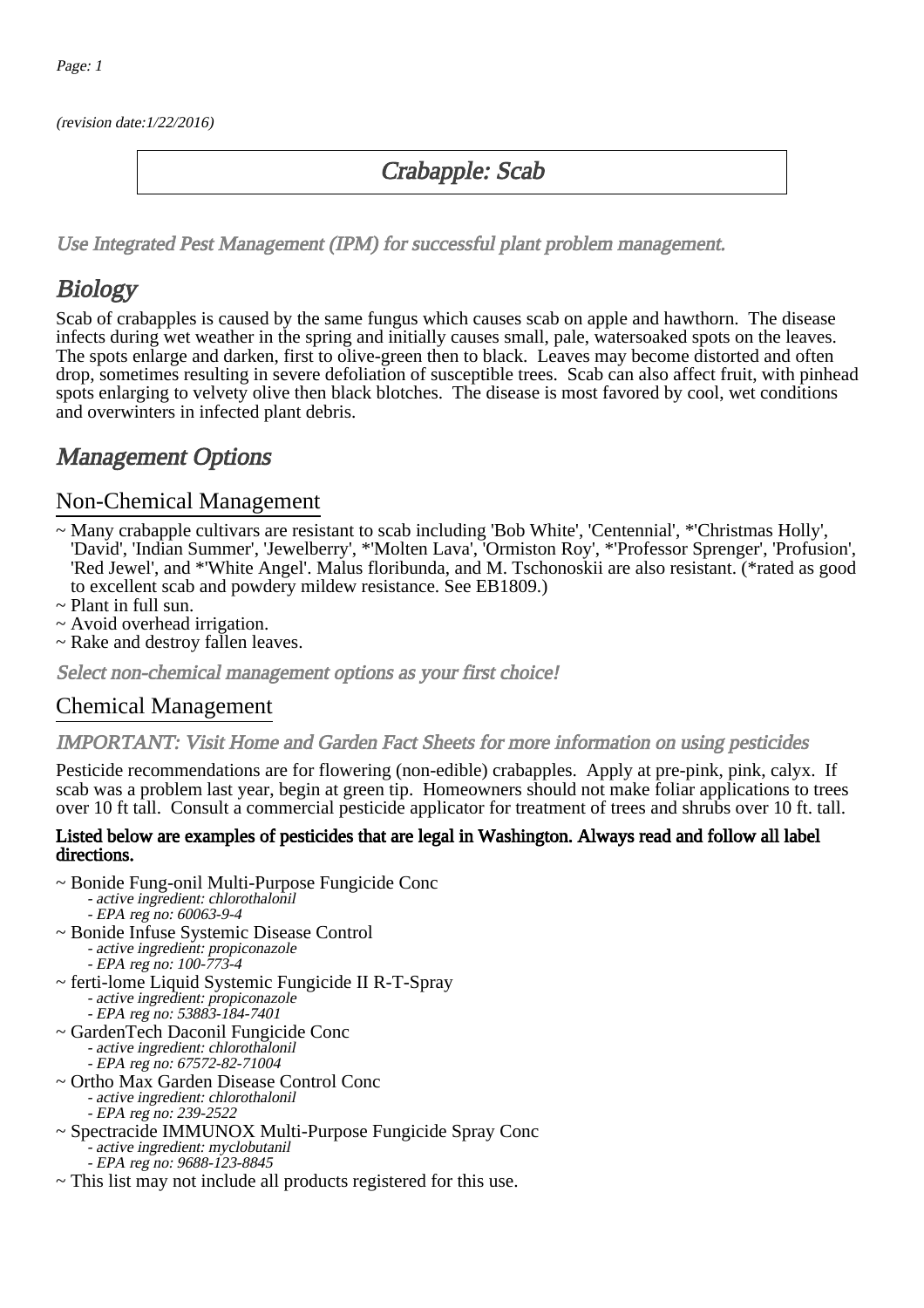(revision date:1/22/2016)

# Crabapple: Scab

*Use Integrated Pest Management (IPM) for successful plant problem management.*

## Biology

Scab of crabapples is caused by the same fungus which causes scab on apple and hawthorn. The disease infects during wet weather in the spring and initially causes small, pale, watersoaked spots on the leaves. The spots enlarge and darken, first to olive-green then to black. Leaves may become distorted and often drop, sometimes resulting in severe defoliation of susceptible trees. Scab can also affect fruit, with pinhead spots enlarging to velvety olive then black blotches. The disease is most favored by cool, wet conditions and overwinters in infected plant debris.

## Management Options

### Non-Chemical Management

~ Many crabapple cultivars are resistant to scab including 'Bob White', 'Centennial', *'Christmas Holly', 'David', 'Indian Summer', 'Jewelberry', *'Molten Lava', 'Ormiston Roy', *'Professor Sprenger', 'Profusion', 'Red Jewel', and *'White Angel'. Malus floribunda, and M. Tschonoskii are also resistant. (*rated as good to excellent scab and powdery mildew resistance. See EB1809.)
~ Plant in full sun.
~ Avoid overhead irrigation.
~ Rake and destroy fallen leaves.

*Select non-chemical management options as your first choice!*

### Chemical Management

*IMPORTANT: Visit Home and Garden Fact Sheets for more information on using pesticides*

Pesticide recommendations are for flowering (non-edible) crabapples. Apply at pre-pink, pink, calyx. If scab was a problem last year, begin at green tip. Homeowners should not make foliar applications to trees over 10 ft tall. Consult a commercial pesticide applicator for treatment of trees and shrubs over 10 ft. tall.

**Listed below are examples of pesticides that are legal in Washington. Always read and follow all label directions.**

~ Bonide Fung-onil Multi-Purpose Fungicide Conc
  - *active ingredient: chlorothalonil*
  - *EPA reg no: 60063-9-4*
~ Bonide Infuse Systemic Disease Control
  - *active ingredient: propiconazole*
  - *EPA reg no: 100-773-4*
~ ferti-lome Liquid Systemic Fungicide II R-T-Spray
  - *active ingredient: propiconazole*
  - *EPA reg no: 53883-184-7401*
~ GardenTech Daconil Fungicide Conc
  - *active ingredient: chlorothalonil*
  - *EPA reg no: 67572-82-71004*
~ Ortho Max Garden Disease Control Conc
  - *active ingredient: chlorothalonil*
  - *EPA reg no: 239-2522*
~ Spectracide IMMUNOX Multi-Purpose Fungicide Spray Conc
  - *active ingredient: myclobutanil*
  - *EPA reg no: 9688-123-8845*
~ This list may not include all products registered for this use.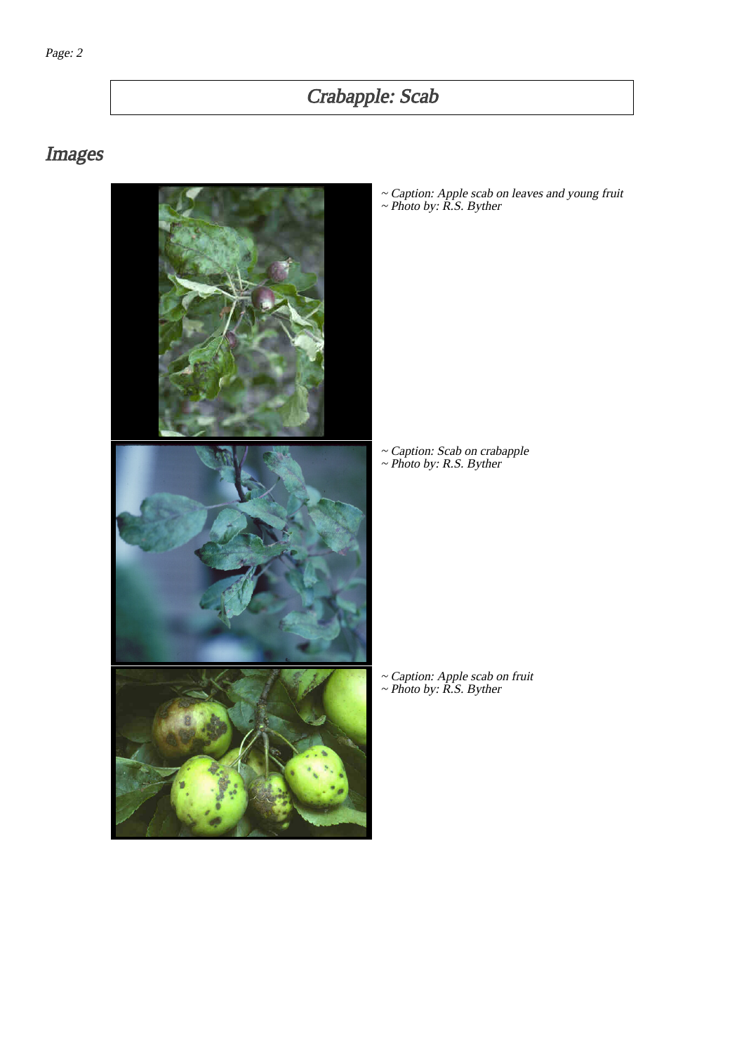# Crabapple: Scab

## Images

~ Caption: Apple scab on leaves and young fruit
~ Photo by: R.S. Byther

~ Caption: Scab on crabapple
~ Photo by: R.S. Byther

~ Caption: Apple scab on fruit
~ Photo by: R.S. Byther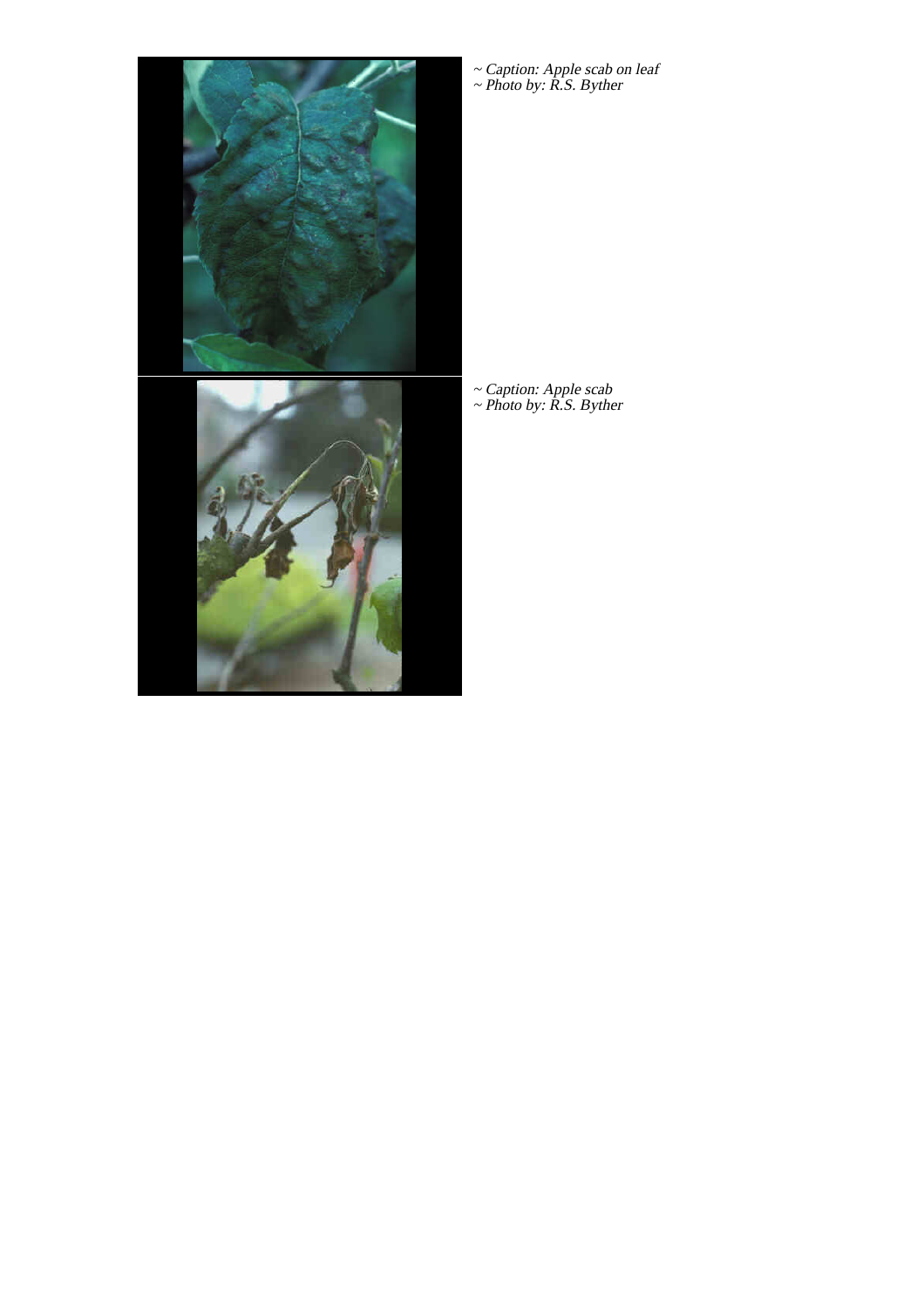~ *Caption: Apple scab on leaf*
~ *Photo by: R.S. Byther*

~ *Caption: Apple scab*
~ *Photo by: R.S. Byther*